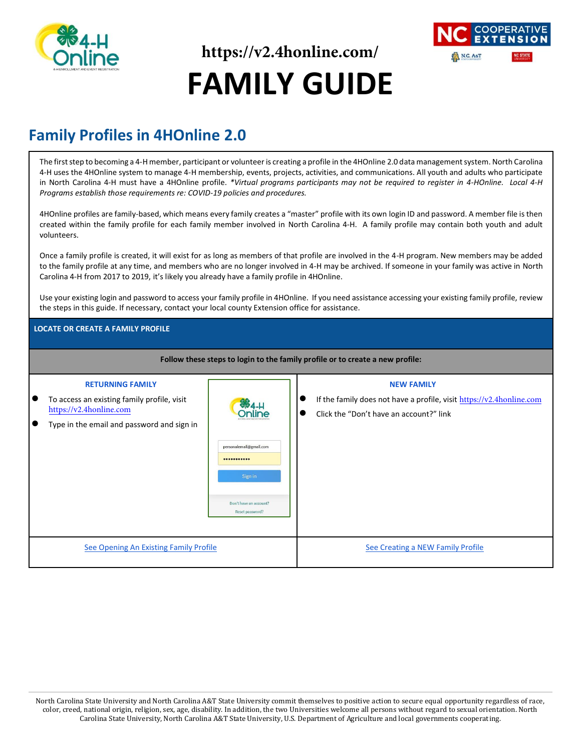https://v2.4honline.com/

# FAMILY GUIDE

## Family Profiles in 4HOnline 2.0

The first step to becoming a 4-H member, participant or volunteer is creating a profile in the 4HOnline 2.0 data management system. North Carolina 4-H uses the 4HOnline system to manage 4-H membership, events, projects, activities, and communications. All youth and adults who participate in North Carolina 4-H must have a 4HOnline profile. **Virtual programs participants may not be required to register in 4-HOnline. Local 4-H Programs establish those requirements re: COVID-19 policies and procedures.*

4HOnline profiles are family-based, which means every family creates a "master" profile with its own login ID and password. A member file is then created within the family profile for each family member involved in North Carolina 4-H. A family profile may contain both youth and adult volunteers.

Once a family profile is created, it will exist for as long as members of that profile are involved in the 4-H program. New members may be added to the family profile at any time, and members who are no longer involved in 4-H may be archived. If someone in your family was active in North Carolina 4-H from 2017 to 2019, it's likely you already have a family profile in 4HOnline.

Use your existing login and password to access your family profile in 4HOnline. If you need assistance accessing your existing family profile, review the steps in this guide. If necessary, contact your local county Extension office for assistance.

### LOCATE OR CREATE A FAMILY PROFILE

**Follow these steps to login to the family profile or to create a new profile:**

| RETURNING FAMILY | NEW FAMILY |
|---|---|
| • To access an existing family profile, visit https://v2.4honline.com<br>• Type in the email and password and sign in | • If the family does not have a profile, visit https://v2.4honline.com<br>• Click the "Don't have an account?" link |
| See Opening An Existing Family Profile | See Creating a NEW Family Profile |

North Carolina State University and North Carolina A&T State University commit themselves to positive action to secure equal opportunity regardless of race, color, creed, national origin, religion, sex, age, disability. In addition, the two Universities welcome all persons without regard to sexual orientation. North Carolina State University, North Carolina A&T State University, U.S. Department of Agriculture and local governments cooperating.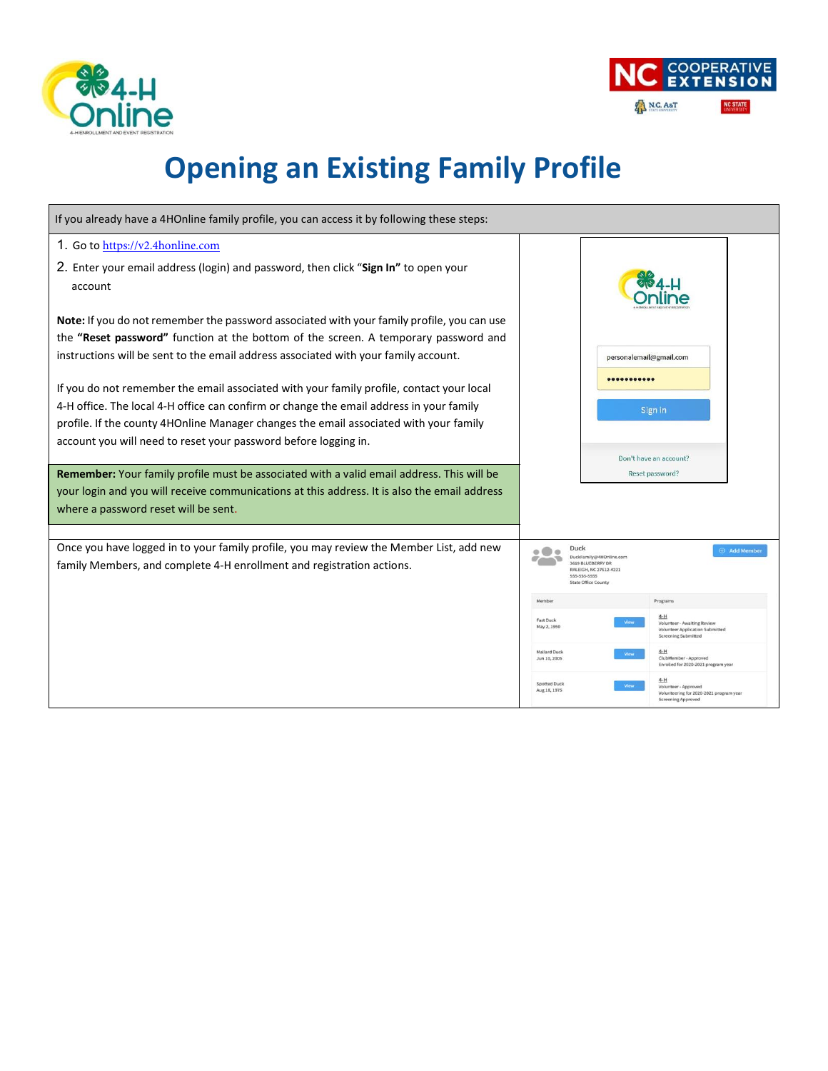# Opening an Existing Family Profile

If you already have a 4HOnline family profile, you can access it by following these steps:

1. Go to https://v2.4honline.com
2. Enter your email address (login) and password, then click "**Sign In**" to open your account

**Note:** If you do not remember the password associated with your family profile, you can use the **"Reset password"** function at the bottom of the screen. A temporary password and instructions will be sent to the email address associated with your family account.

If you do not remember the email associated with your family profile, contact your local 4-H office. The local 4-H office can confirm or change the email address in your family profile. If the county 4HOnline Manager changes the email associated with your family account you will need to reset your password before logging in.

**Remember:** Your family profile must be associated with a valid email address. This will be your login and you will receive communications at this address. It is also the email address where a password reset will be sent.

Once you have logged in to your family profile, you may review the Member List, add new family Members, and complete 4-H enrollment and registration actions.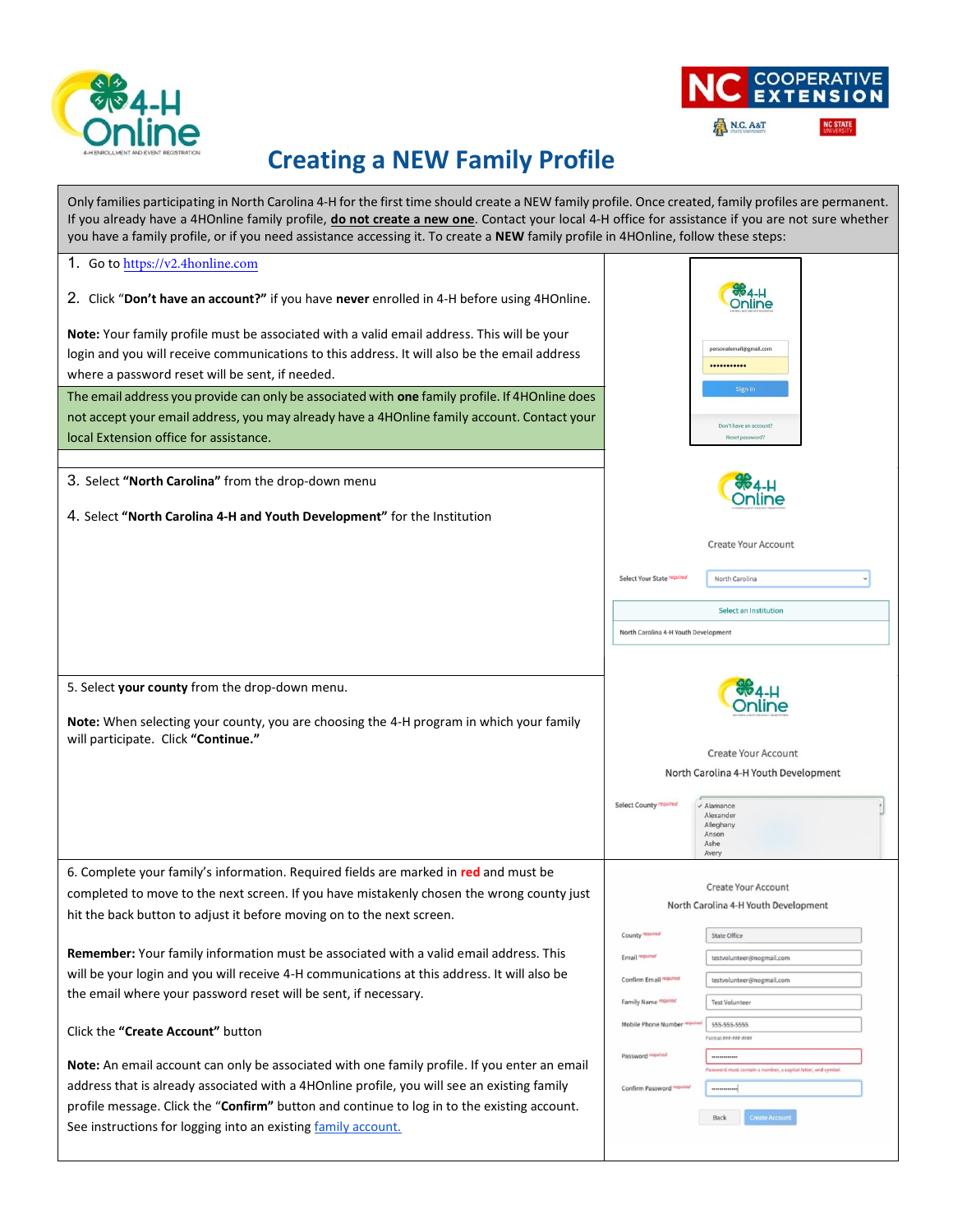# Creating a NEW Family Profile

Only families participating in North Carolina 4-H for the first time should create a NEW family profile. Once created, family profiles are permanent. If you already have a 4HOnline family profile, **do not create a new one**. Contact your local 4-H office for assistance if you are not sure whether you have a family profile, or if you need assistance accessing it. To create a **NEW** family profile in 4HOnline, follow these steps:

1. Go to https://v2.4honline.com

2. Click "**Don't have an account?"** if you have **never** enrolled in 4-H before using 4HOnline.

**Note:** Your family profile must be associated with a valid email address. This will be your login and you will receive communications to this address. It will also be the email address where a password reset will be sent, if needed.

The email address you provide can only be associated with **one** family profile. If 4HOnline does not accept your email address, you may already have a 4HOnline family account. Contact your local Extension office for assistance.

3. Select **"North Carolina"** from the drop-down menu

4. Select **"North Carolina 4-H and Youth Development"** for the Institution

5. Select **your county** from the drop-down menu.

**Note:** When selecting your county, you are choosing the 4-H program in which your family will participate. Click **"Continue."**

6. Complete your family's information. Required fields are marked in **red** and must be completed to move to the next screen. If you have mistakenly chosen the wrong county just hit the back button to adjust it before moving on to the next screen.

**Remember:** Your family information must be associated with a valid email address. This will be your login and you will receive 4-H communications at this address. It will also be the email where your password reset will be sent, if necessary.

Click the **"Create Account"** button

**Note:** An email account can only be associated with one family profile. If you enter an email address that is already associated with a 4HOnline profile, you will see an existing family profile message. Click the "**Confirm"** button and continue to log in to the existing account. See instructions for logging into an existing family account.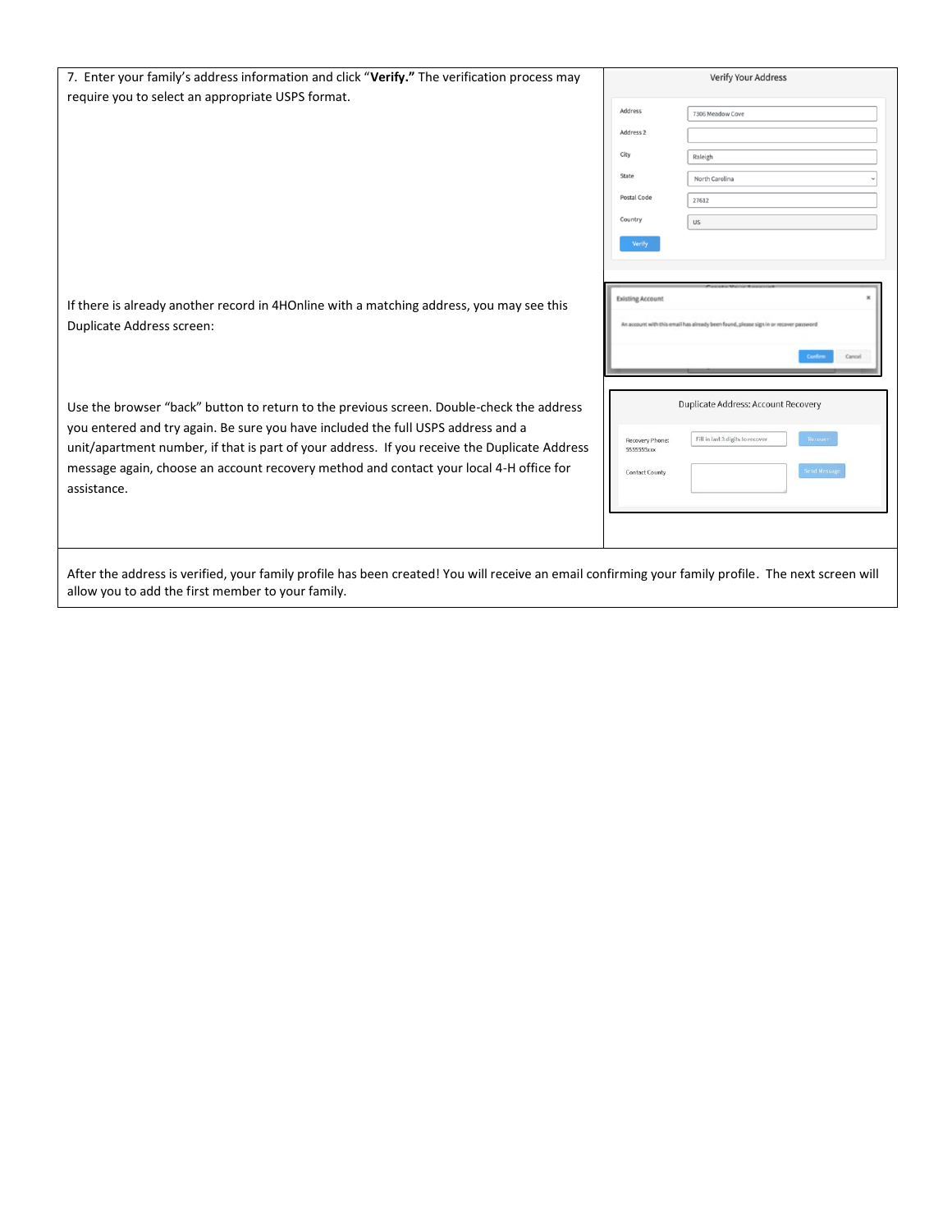7. Enter your family's address information and click "**Verify.**" The verification process may require you to select an appropriate USPS format.

If there is already another record in 4HOnline with a matching address, you may see this Duplicate Address screen:

Use the browser "back" button to return to the previous screen. Double-check the address you entered and try again. Be sure you have included the full USPS address and a unit/apartment number, if that is part of your address. If you receive the Duplicate Address message again, choose an account recovery method and contact your local 4-H office for assistance.

After the address is verified, your family profile has been created! You will receive an email confirming your family profile. The next screen will allow you to add the first member to your family.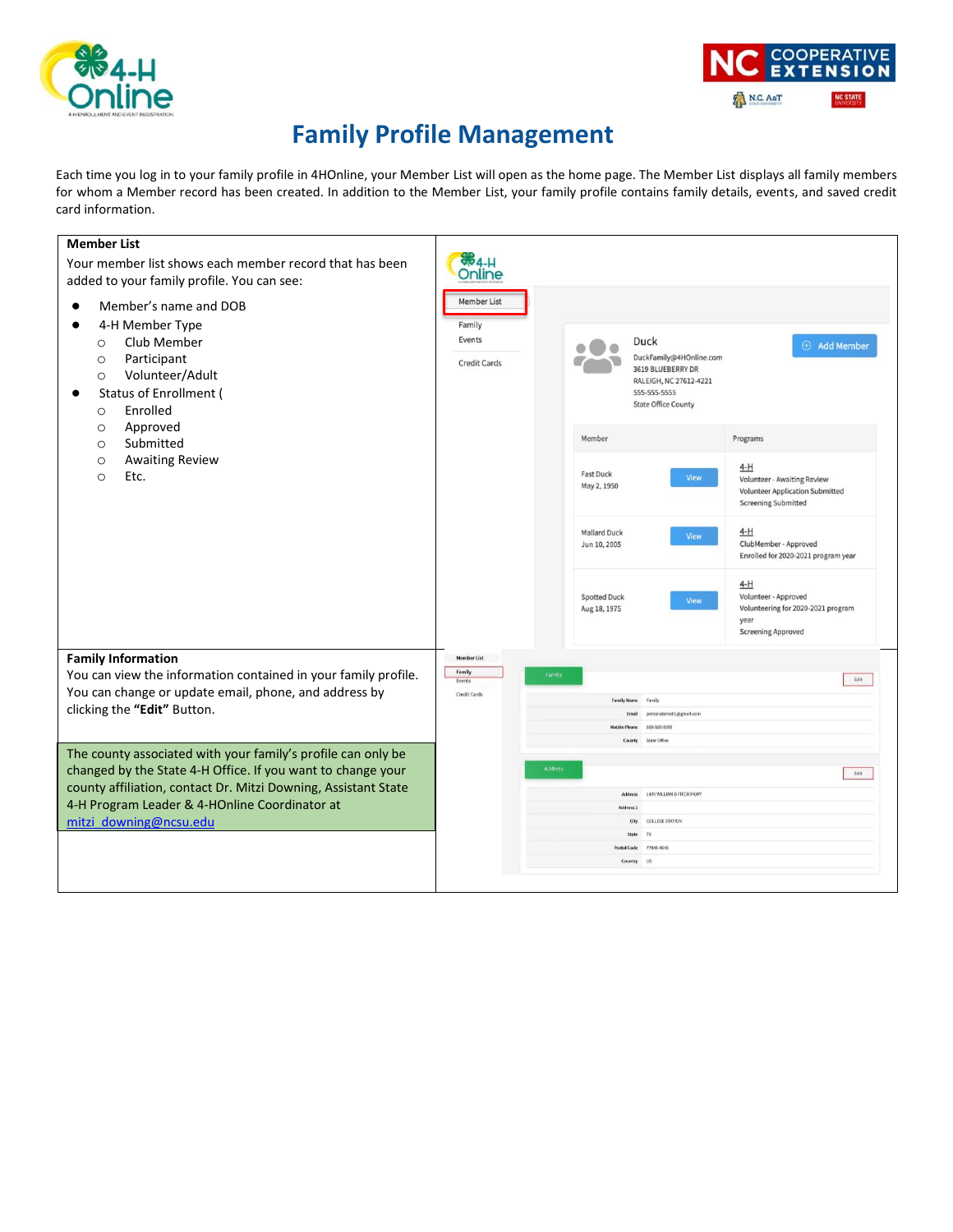# Family Profile Management

Each time you log in to your family profile in 4HOnline, your Member List will open as the home page. The Member List displays all family members for whom a Member record has been created. In addition to the Member List, your family profile contains family details, events, and saved credit card information.

## Member List

Your member list shows each member record that has been added to your family profile. You can see:

- Member's name and DOB
- 4-H Member Type
  - Club Member
  - Participant
  - Volunteer/Adult
- Status of Enrollment (
  - Enrolled
  - Approved
  - Submitted
  - Awaiting Review
  - Etc.

## Family Information

You can view the information contained in your family profile. You can change or update email, phone, and address by clicking the **"Edit"** Button.

The county associated with your family's profile can only be changed by the State 4-H Office. If you want to change your county affiliation, contact Dr. Mitzi Downing, Assistant State 4-H Program Leader & 4-HOnline Coordinator at mitzi_downing@ncsu.edu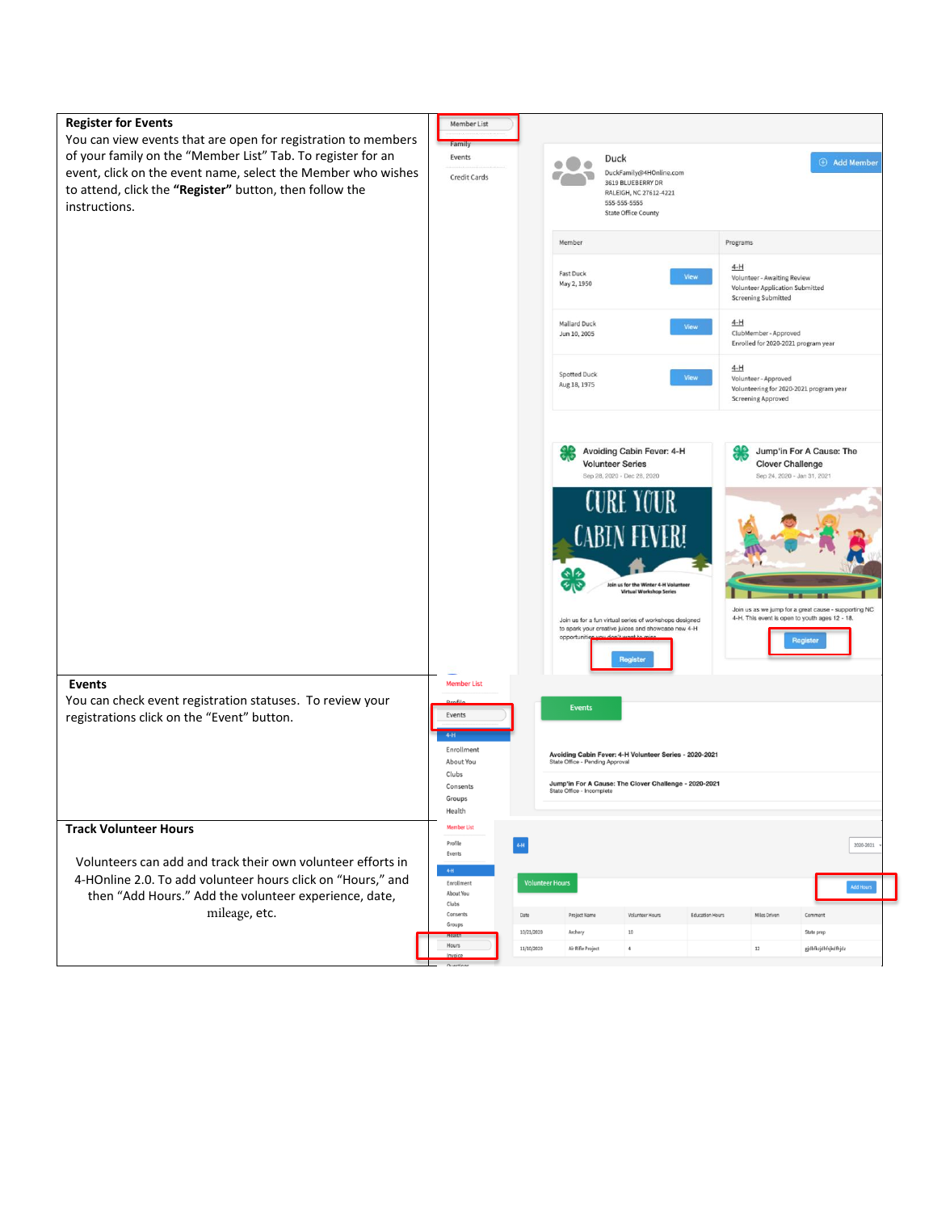**Register for Events**

You can view events that are open for registration to members of your family on the "Member List" Tab. To register for an event, click on the event name, select the Member who wishes to attend, click the **"Register"** button, then follow the instructions.

**Events**

You can check event registration statuses. To review your registrations click on the "Event" button.

**Track Volunteer Hours**

Volunteers can add and track their own volunteer efforts in 4-HOnline 2.0. To add volunteer hours click on "Hours," and then "Add Hours." Add the volunteer experience, date, mileage, etc.